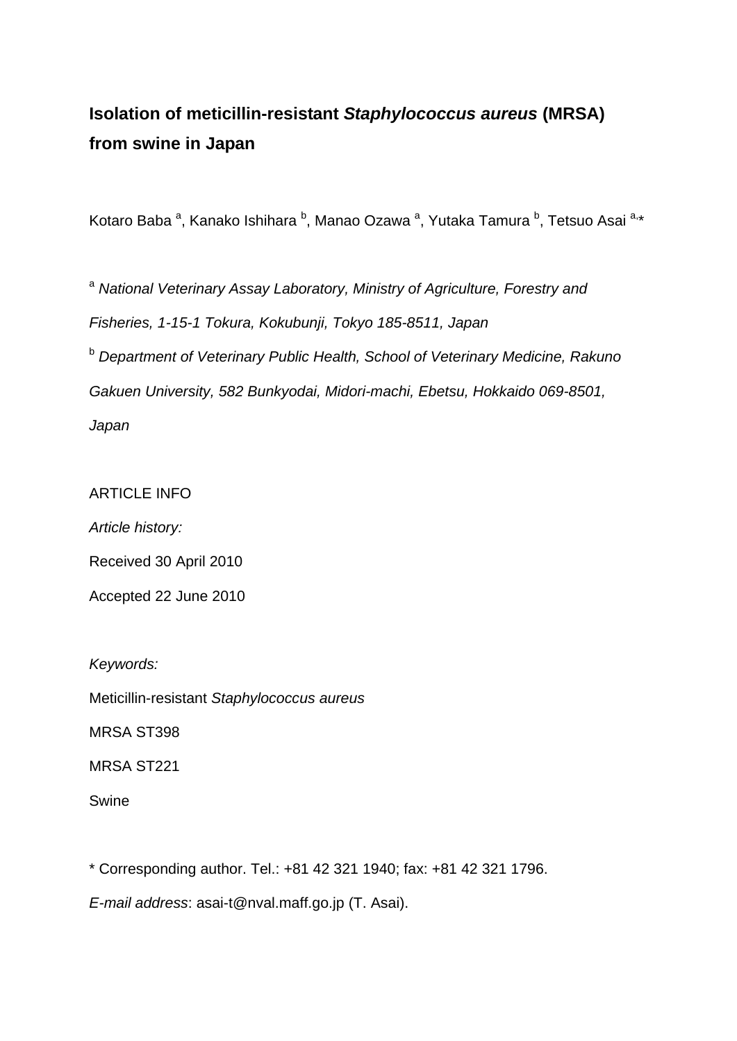# Isolation of meticillin-resistant *Staphylococcus aureus* (MRSA) from swine in Japan

Kotaro Baba [a], Kanako Ishihara [b], Manao Ozawa [a], Yutaka Tamura [b], Tetsuo Asai [a,*]

[a] *National Veterinary Assay Laboratory, Ministry of Agriculture, Forestry and Fisheries, 1-15-1 Tokura, Kokubunji, Tokyo 185-8511, Japan*

[b] *Department of Veterinary Public Health, School of Veterinary Medicine, Rakuno Gakuen University, 582 Bunkyodai, Midori-machi, Ebetsu, Hokkaido 069-8501, Japan*

ARTICLE INFO

*Article history:*

Received 30 April 2010

Accepted 22 June 2010

*Keywords:*

Meticillin-resistant *Staphylococcus aureus*

MRSA ST398

MRSA ST221

Swine

* Corresponding author. Tel.: +81 42 321 1940; fax: +81 42 321 1796.

*E-mail address*: asai-t@nval.maff.go.jp (T. Asai).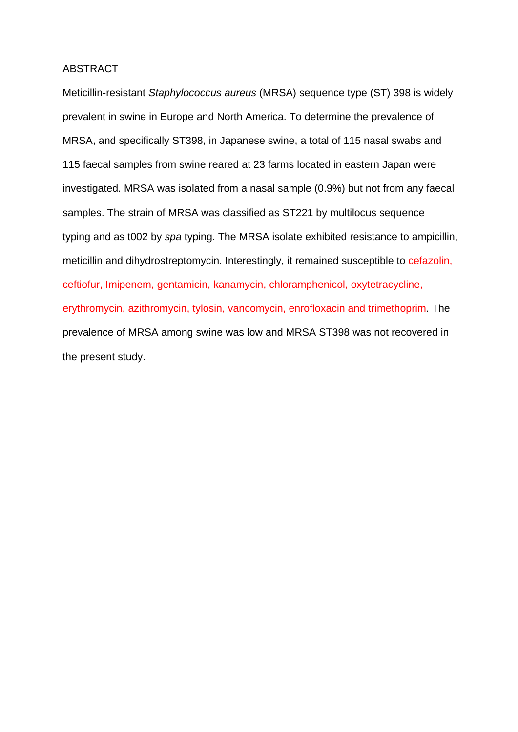## ABSTRACT

Meticillin-resistant *Staphylococcus aureus* (MRSA) sequence type (ST) 398 is widely prevalent in swine in Europe and North America. To determine the prevalence of MRSA, and specifically ST398, in Japanese swine, a total of 115 nasal swabs and 115 faecal samples from swine reared at 23 farms located in eastern Japan were investigated. MRSA was isolated from a nasal sample (0.9%) but not from any faecal samples. The strain of MRSA was classified as ST221 by multilocus sequence typing and as t002 by *spa* typing. The MRSA isolate exhibited resistance to ampicillin, meticillin and dihydrostreptomycin. Interestingly, it remained susceptible to cefazolin, ceftiofur, Imipenem, gentamicin, kanamycin, chloramphenicol, oxytetracycline, erythromycin, azithromycin, tylosin, vancomycin, enrofloxacin and trimethoprim. The prevalence of MRSA among swine was low and MRSA ST398 was not recovered in the present study.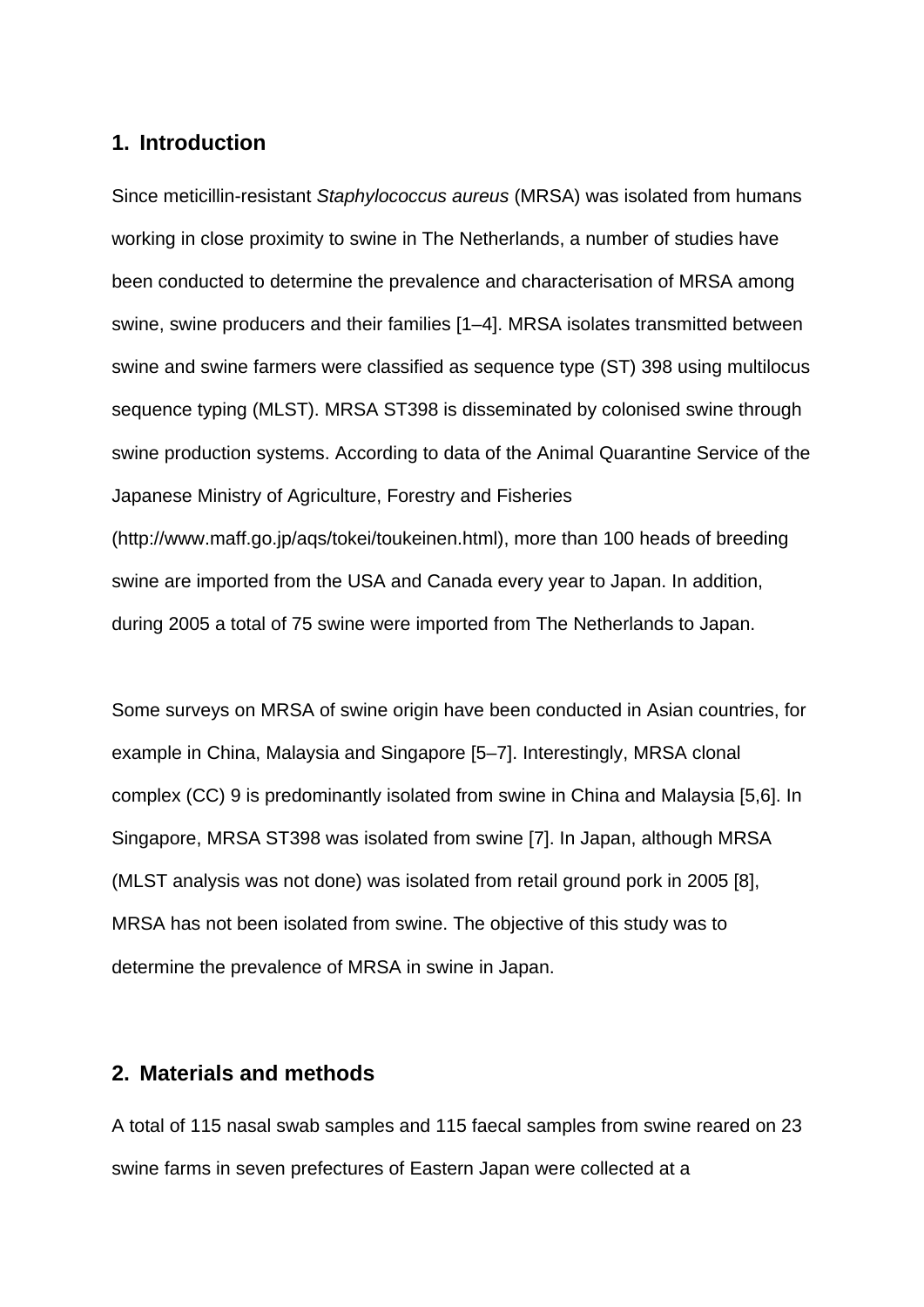## 1. Introduction

Since meticillin-resistant *Staphylococcus aureus* (MRSA) was isolated from humans working in close proximity to swine in The Netherlands, a number of studies have been conducted to determine the prevalence and characterisation of MRSA among swine, swine producers and their families [1–4]. MRSA isolates transmitted between swine and swine farmers were classified as sequence type (ST) 398 using multilocus sequence typing (MLST). MRSA ST398 is disseminated by colonised swine through swine production systems. According to data of the Animal Quarantine Service of the Japanese Ministry of Agriculture, Forestry and Fisheries (http://www.maff.go.jp/aqs/tokei/toukeinen.html), more than 100 heads of breeding swine are imported from the USA and Canada every year to Japan. In addition, during 2005 a total of 75 swine were imported from The Netherlands to Japan.

Some surveys on MRSA of swine origin have been conducted in Asian countries, for example in China, Malaysia and Singapore [5–7]. Interestingly, MRSA clonal complex (CC) 9 is predominantly isolated from swine in China and Malaysia [5,6]. In Singapore, MRSA ST398 was isolated from swine [7]. In Japan, although MRSA (MLST analysis was not done) was isolated from retail ground pork in 2005 [8], MRSA has not been isolated from swine. The objective of this study was to determine the prevalence of MRSA in swine in Japan.

## 2. Materials and methods

A total of 115 nasal swab samples and 115 faecal samples from swine reared on 23 swine farms in seven prefectures of Eastern Japan were collected at a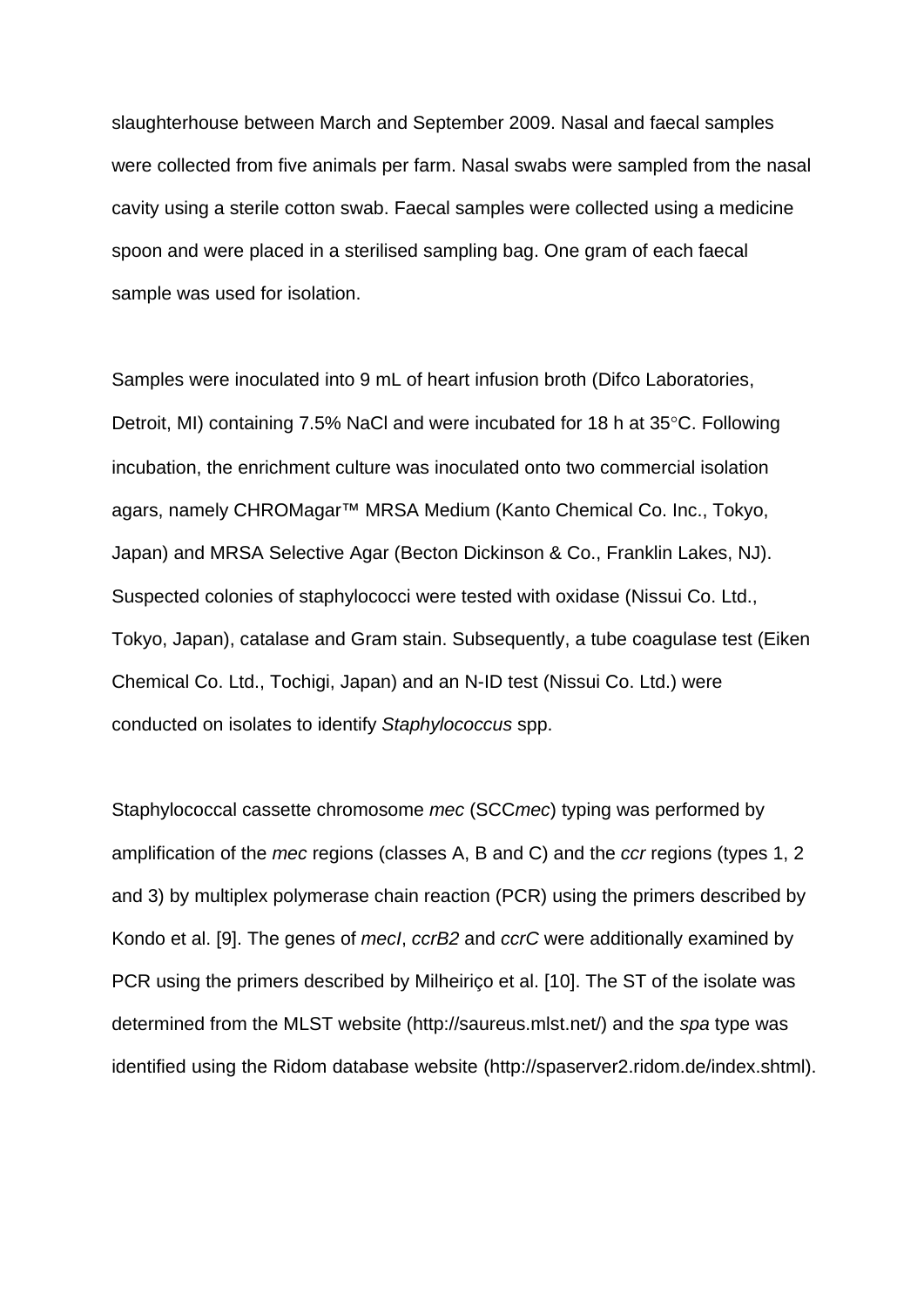slaughterhouse between March and September 2009. Nasal and faecal samples were collected from five animals per farm. Nasal swabs were sampled from the nasal cavity using a sterile cotton swab. Faecal samples were collected using a medicine spoon and were placed in a sterilised sampling bag. One gram of each faecal sample was used for isolation.

Samples were inoculated into 9 mL of heart infusion broth (Difco Laboratories, Detroit, MI) containing 7.5% NaCl and were incubated for 18 h at 35°C. Following incubation, the enrichment culture was inoculated onto two commercial isolation agars, namely CHROMagar™ MRSA Medium (Kanto Chemical Co. Inc., Tokyo, Japan) and MRSA Selective Agar (Becton Dickinson & Co., Franklin Lakes, NJ). Suspected colonies of staphylococci were tested with oxidase (Nissui Co. Ltd., Tokyo, Japan), catalase and Gram stain. Subsequently, a tube coagulase test (Eiken Chemical Co. Ltd., Tochigi, Japan) and an N-ID test (Nissui Co. Ltd.) were conducted on isolates to identify *Staphylococcus* spp.

Staphylococcal cassette chromosome *mec* (SCC*mec*) typing was performed by amplification of the *mec* regions (classes A, B and C) and the *ccr* regions (types 1, 2 and 3) by multiplex polymerase chain reaction (PCR) using the primers described by Kondo et al. [9]. The genes of *mecI*, *ccrB2* and *ccrC* were additionally examined by PCR using the primers described by Milheiriço et al. [10]. The ST of the isolate was determined from the MLST website (http://saureus.mlst.net/) and the *spa* type was identified using the Ridom database website (http://spaserver2.ridom.de/index.shtml).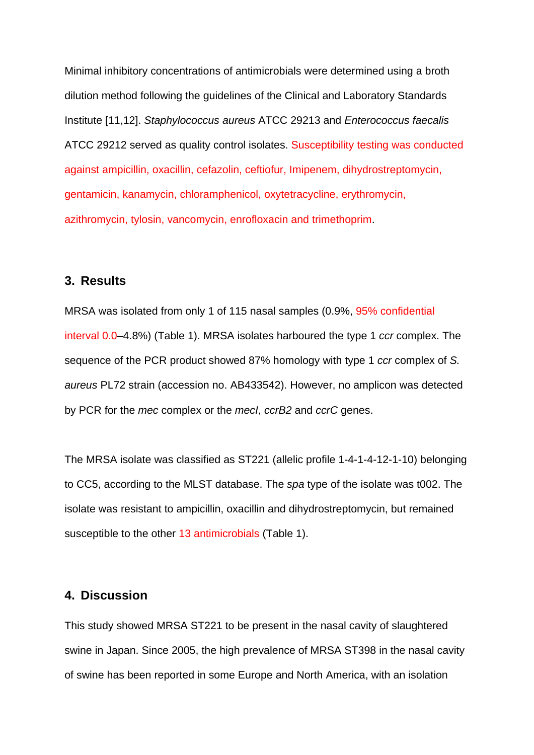Minimal inhibitory concentrations of antimicrobials were determined using a broth dilution method following the guidelines of the Clinical and Laboratory Standards Institute [11,12]. *Staphylococcus aureus* ATCC 29213 and *Enterococcus faecalis* ATCC 29212 served as quality control isolates. Susceptibility testing was conducted against ampicillin, oxacillin, cefazolin, ceftiofur, Imipenem, dihydrostreptomycin, gentamicin, kanamycin, chloramphenicol, oxytetracycline, erythromycin, azithromycin, tylosin, vancomycin, enrofloxacin and trimethoprim.

## 3. Results

MRSA was isolated from only 1 of 115 nasal samples (0.9%, 95% confidential interval 0.0–4.8%) (Table 1). MRSA isolates harboured the type 1 *ccr* complex. The sequence of the PCR product showed 87% homology with type 1 *ccr* complex of *S. aureus* PL72 strain (accession no. AB433542). However, no amplicon was detected by PCR for the *mec* complex or the *mecI*, *ccrB2* and *ccrC* genes.

The MRSA isolate was classified as ST221 (allelic profile 1-4-1-4-12-1-10) belonging to CC5, according to the MLST database. The *spa* type of the isolate was t002. The isolate was resistant to ampicillin, oxacillin and dihydrostreptomycin, but remained susceptible to the other 13 antimicrobials (Table 1).

## 4. Discussion

This study showed MRSA ST221 to be present in the nasal cavity of slaughtered swine in Japan. Since 2005, the high prevalence of MRSA ST398 in the nasal cavity of swine has been reported in some Europe and North America, with an isolation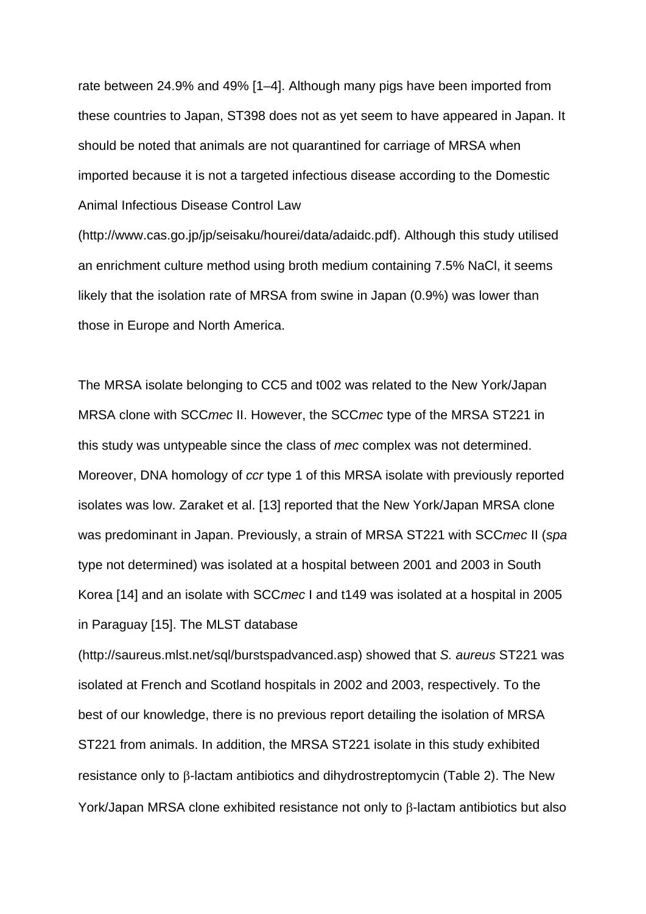rate between 24.9% and 49% [1–4]. Although many pigs have been imported from these countries to Japan, ST398 does not as yet seem to have appeared in Japan. It should be noted that animals are not quarantined for carriage of MRSA when imported because it is not a targeted infectious disease according to the Domestic Animal Infectious Disease Control Law (http://www.cas.go.jp/jp/seisaku/hourei/data/adaidc.pdf). Although this study utilised an enrichment culture method using broth medium containing 7.5% NaCl, it seems likely that the isolation rate of MRSA from swine in Japan (0.9%) was lower than those in Europe and North America.

The MRSA isolate belonging to CC5 and t002 was related to the New York/Japan MRSA clone with SCC*mec* II. However, the SCC*mec* type of the MRSA ST221 in this study was untypeable since the class of *mec* complex was not determined. Moreover, DNA homology of *ccr* type 1 of this MRSA isolate with previously reported isolates was low. Zaraket et al. [13] reported that the New York/Japan MRSA clone was predominant in Japan. Previously, a strain of MRSA ST221 with SCC*mec* II (*spa* type not determined) was isolated at a hospital between 2001 and 2003 in South Korea [14] and an isolate with SCC*mec* I and t149 was isolated at a hospital in 2005 in Paraguay [15]. The MLST database (http://saureus.mlst.net/sql/burstspadvanced.asp) showed that *S. aureus* ST221 was isolated at French and Scotland hospitals in 2002 and 2003, respectively. To the best of our knowledge, there is no previous report detailing the isolation of MRSA ST221 from animals. In addition, the MRSA ST221 isolate in this study exhibited resistance only to β-lactam antibiotics and dihydrostreptomycin (Table 2). The New York/Japan MRSA clone exhibited resistance not only to β-lactam antibiotics but also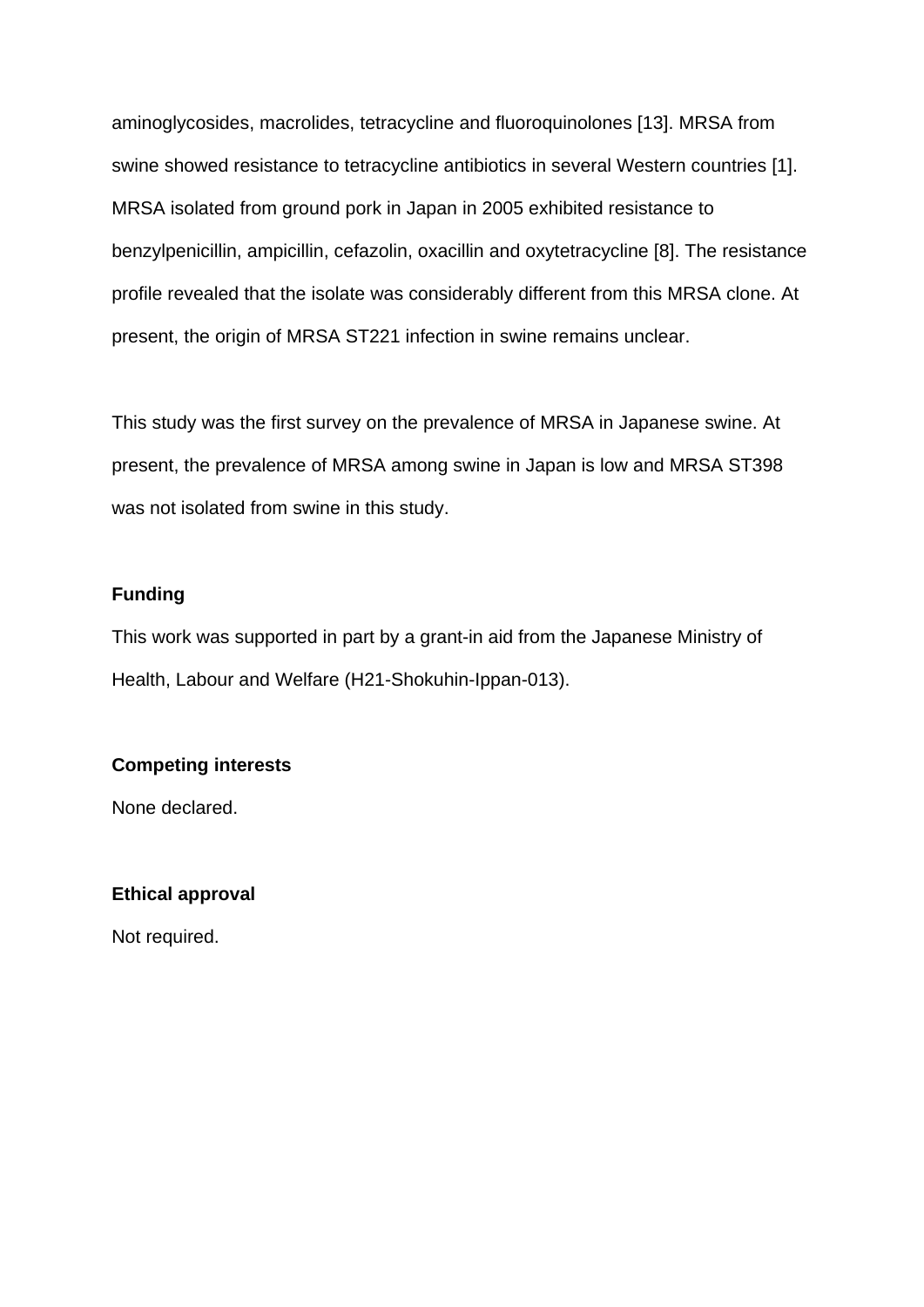aminoglycosides, macrolides, tetracycline and fluoroquinolones [13]. MRSA from swine showed resistance to tetracycline antibiotics in several Western countries [1]. MRSA isolated from ground pork in Japan in 2005 exhibited resistance to benzylpenicillin, ampicillin, cefazolin, oxacillin and oxytetracycline [8]. The resistance profile revealed that the isolate was considerably different from this MRSA clone. At present, the origin of MRSA ST221 infection in swine remains unclear.

This study was the first survey on the prevalence of MRSA in Japanese swine. At present, the prevalence of MRSA among swine in Japan is low and MRSA ST398 was not isolated from swine in this study.

**Funding**

This work was supported in part by a grant-in aid from the Japanese Ministry of Health, Labour and Welfare (H21-Shokuhin-Ippan-013).

**Competing interests**

None declared.

**Ethical approval**

Not required.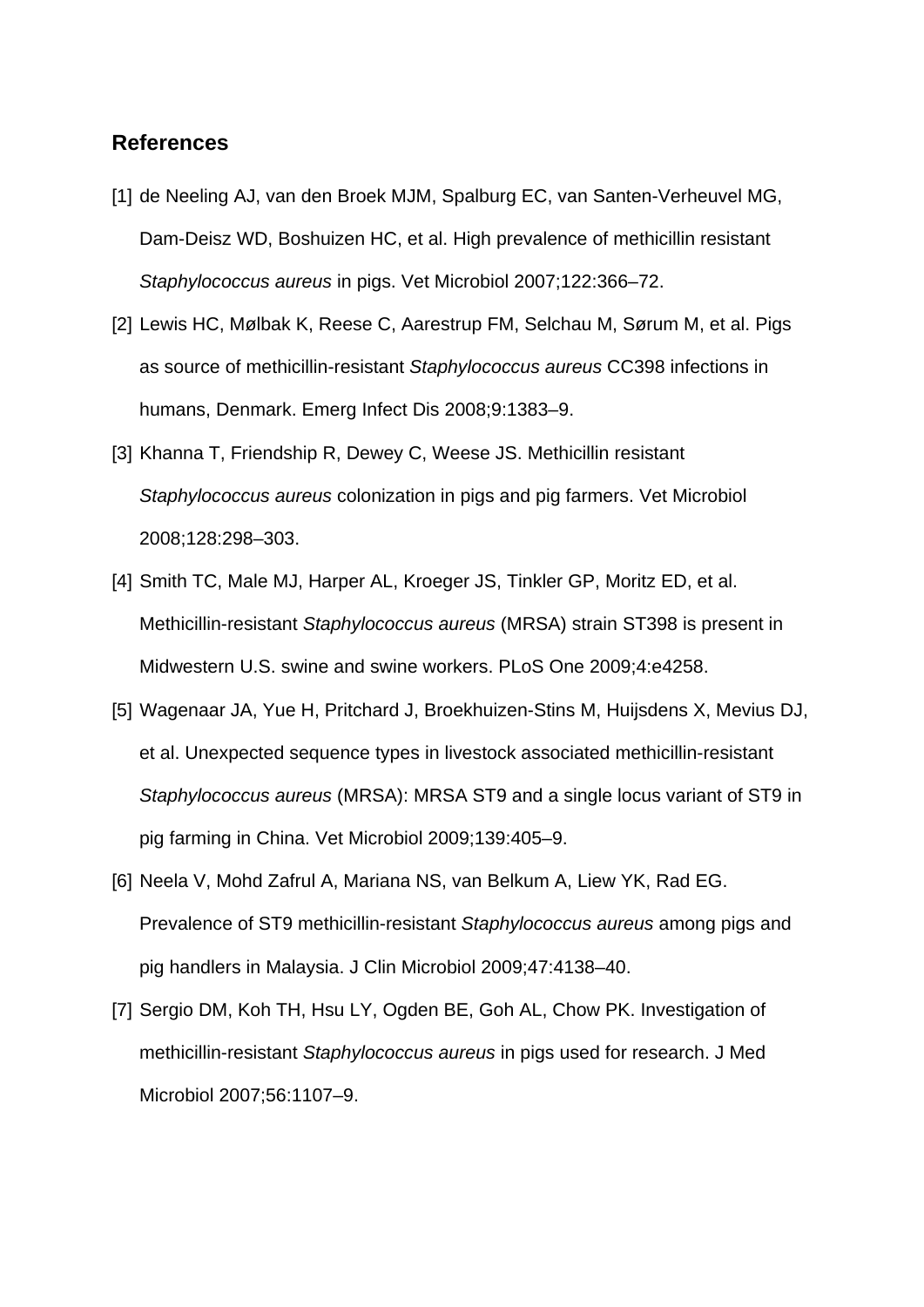## References

[1] de Neeling AJ, van den Broek MJM, Spalburg EC, van Santen-Verheuvel MG, Dam-Deisz WD, Boshuizen HC, et al. High prevalence of methicillin resistant *Staphylococcus aureus* in pigs. Vet Microbiol 2007;122:366–72.

[2] Lewis HC, Mølbak K, Reese C, Aarestrup FM, Selchau M, Sørum M, et al. Pigs as source of methicillin-resistant *Staphylococcus aureus* CC398 infections in humans, Denmark. Emerg Infect Dis 2008;9:1383–9.

[3] Khanna T, Friendship R, Dewey C, Weese JS. Methicillin resistant *Staphylococcus aureus* colonization in pigs and pig farmers. Vet Microbiol 2008;128:298–303.

[4] Smith TC, Male MJ, Harper AL, Kroeger JS, Tinkler GP, Moritz ED, et al. Methicillin-resistant *Staphylococcus aureus* (MRSA) strain ST398 is present in Midwestern U.S. swine and swine workers. PLoS One 2009;4:e4258.

[5] Wagenaar JA, Yue H, Pritchard J, Broekhuizen-Stins M, Huijsdens X, Mevius DJ, et al. Unexpected sequence types in livestock associated methicillin-resistant *Staphylococcus aureus* (MRSA): MRSA ST9 and a single locus variant of ST9 in pig farming in China. Vet Microbiol 2009;139:405–9.

[6] Neela V, Mohd Zafrul A, Mariana NS, van Belkum A, Liew YK, Rad EG. Prevalence of ST9 methicillin-resistant *Staphylococcus aureus* among pigs and pig handlers in Malaysia. J Clin Microbiol 2009;47:4138–40.

[7] Sergio DM, Koh TH, Hsu LY, Ogden BE, Goh AL, Chow PK. Investigation of methicillin-resistant *Staphylococcus aureus* in pigs used for research. J Med Microbiol 2007;56:1107–9.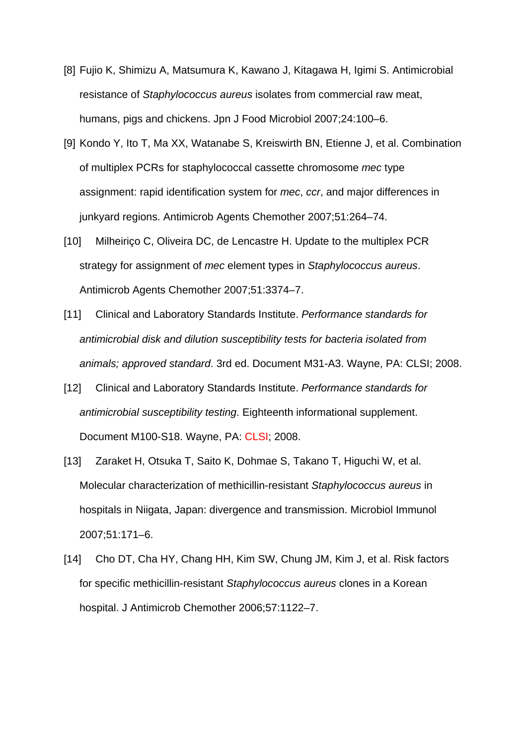[8] Fujio K, Shimizu A, Matsumura K, Kawano J, Kitagawa H, Igimi S. Antimicrobial resistance of *Staphylococcus aureus* isolates from commercial raw meat, humans, pigs and chickens. Jpn J Food Microbiol 2007;24:100–6.

[9] Kondo Y, Ito T, Ma XX, Watanabe S, Kreiswirth BN, Etienne J, et al. Combination of multiplex PCRs for staphylococcal cassette chromosome *mec* type assignment: rapid identification system for *mec*, *ccr*, and major differences in junkyard regions. Antimicrob Agents Chemother 2007;51:264–74.

[10] Milheiriço C, Oliveira DC, de Lencastre H. Update to the multiplex PCR strategy for assignment of *mec* element types in *Staphylococcus aureus*. Antimicrob Agents Chemother 2007;51:3374–7.

[11] Clinical and Laboratory Standards Institute. *Performance standards for antimicrobial disk and dilution susceptibility tests for bacteria isolated from animals; approved standard*. 3rd ed. Document M31-A3. Wayne, PA: CLSI; 2008.

[12] Clinical and Laboratory Standards Institute. *Performance standards for antimicrobial susceptibility testing*. Eighteenth informational supplement. Document M100-S18. Wayne, PA: CLSI; 2008.

[13] Zaraket H, Otsuka T, Saito K, Dohmae S, Takano T, Higuchi W, et al. Molecular characterization of methicillin-resistant *Staphylococcus aureus* in hospitals in Niigata, Japan: divergence and transmission. Microbiol Immunol 2007;51:171–6.

[14] Cho DT, Cha HY, Chang HH, Kim SW, Chung JM, Kim J, et al. Risk factors for specific methicillin-resistant *Staphylococcus aureus* clones in a Korean hospital. J Antimicrob Chemother 2006;57:1122–7.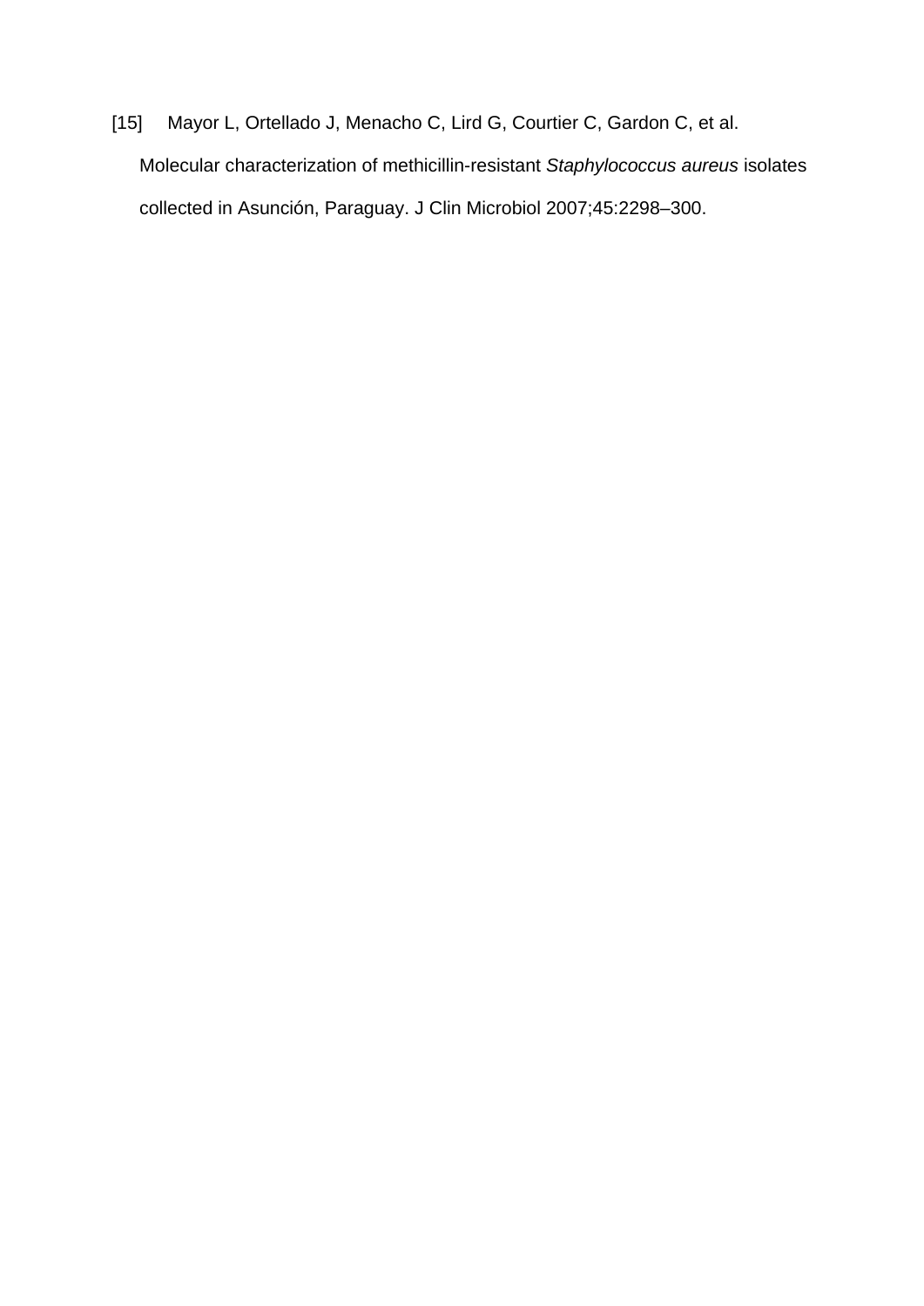[15] Mayor L, Ortellado J, Menacho C, Lird G, Courtier C, Gardon C, et al. Molecular characterization of methicillin-resistant *Staphylococcus aureus* isolates collected in Asunción, Paraguay. J Clin Microbiol 2007;45:2298–300.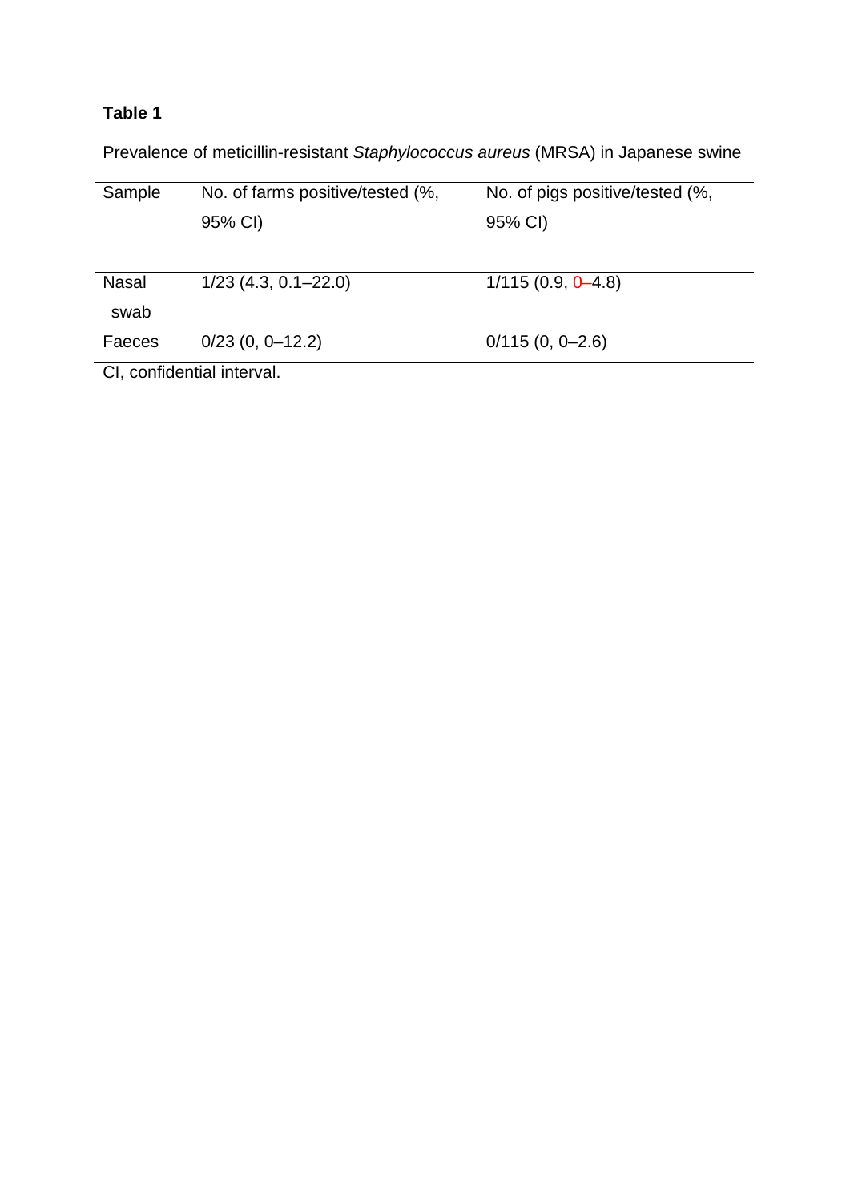**Table 1**

Prevalence of meticillin-resistant *Staphylococcus aureus* (MRSA) in Japanese swine

| Sample | No. of farms positive/tested (%, 95% CI) | No. of pigs positive/tested (%, 95% CI) |
|---|---|---|
| Nasal swab | 1/23 (4.3, 0.1–22.0) | 1/115 (0.9, 0–4.8) |
| Faeces | 0/23 (0, 0–12.2) | 0/115 (0, 0–2.6) |

CI, confidential interval.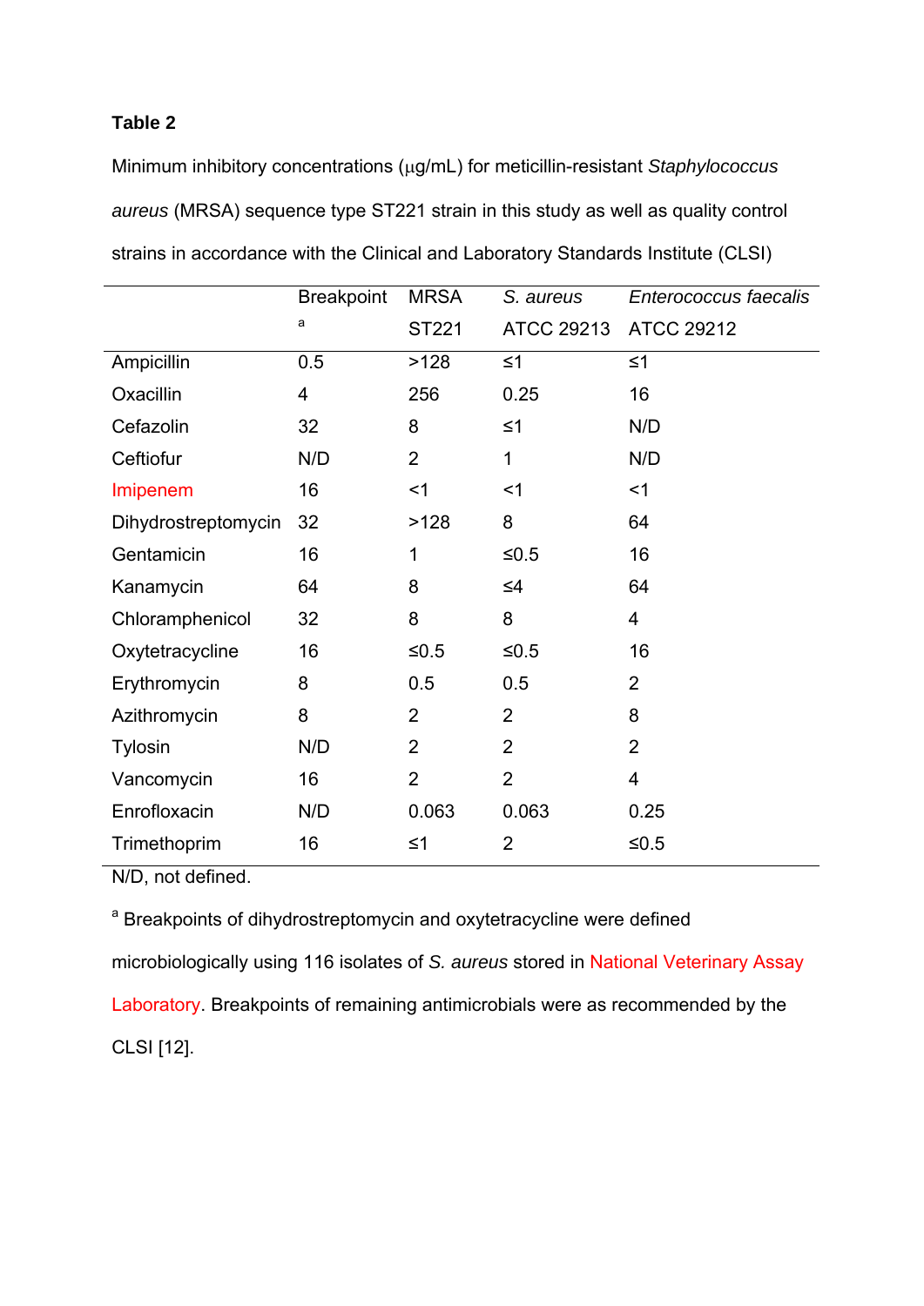**Table 2**

Minimum inhibitory concentrations (μg/mL) for meticillin-resistant *Staphylococcus aureus* (MRSA) sequence type ST221 strain in this study as well as quality control strains in accordance with the Clinical and Laboratory Standards Institute (CLSI)

| | Breakpoint [a] | MRSA ST221 | *S. aureus* ATCC 29213 | *Enterococcus faecalis* ATCC 29212 |
|---|---|---|---|---|
| Ampicillin | 0.5 | >128 | ≤1 | ≤1 |
| Oxacillin | 4 | 256 | 0.25 | 16 |
| Cefazolin | 32 | 8 | ≤1 | N/D |
| Ceftiofur | N/D | 2 | 1 | N/D |
| Imipenem | 16 | <1 | <1 | <1 |
| Dihydrostreptomycin | 32 | >128 | 8 | 64 |
| Gentamicin | 16 | 1 | ≤0.5 | 16 |
| Kanamycin | 64 | 8 | ≤4 | 64 |
| Chloramphenicol | 32 | 8 | 8 | 4 |
| Oxytetracycline | 16 | ≤0.5 | ≤0.5 | 16 |
| Erythromycin | 8 | 0.5 | 0.5 | 2 |
| Azithromycin | 8 | 2 | 2 | 8 |
| Tylosin | N/D | 2 | 2 | 2 |
| Vancomycin | 16 | 2 | 2 | 4 |
| Enrofloxacin | N/D | 0.063 | 0.063 | 0.25 |
| Trimethoprim | 16 | ≤1 | 2 | ≤0.5 |

N/D, not defined.

[a] Breakpoints of dihydrostreptomycin and oxytetracycline were defined microbiologically using 116 isolates of *S. aureus* stored in National Veterinary Assay Laboratory. Breakpoints of remaining antimicrobials were as recommended by the CLSI [12].